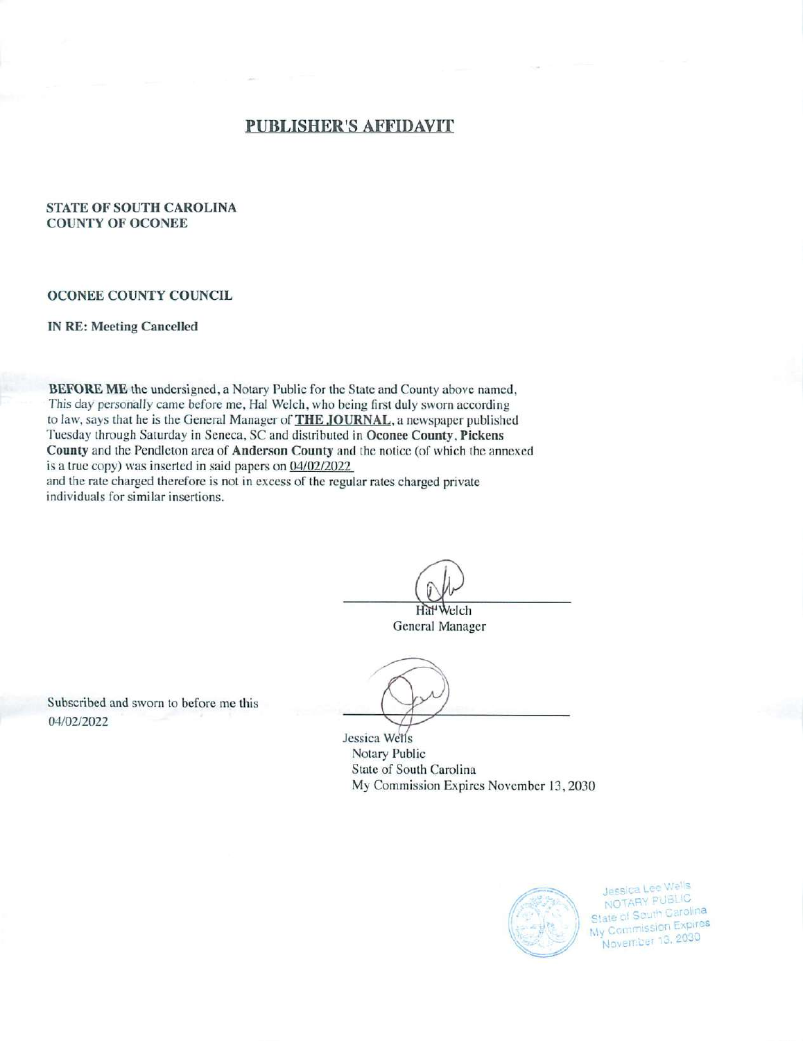# PUBLISHER'S AFFIDAVIT

**STATE OF SOUTH CAROLINA**
**COUNTY OF OCONEE**

**OCONEE COUNTY COUNCIL**

**IN RE: Meeting Cancelled**

**BEFORE ME** the undersigned, a Notary Public for the State and County above named, This day personally came before me, Hal Welch, who being first duly sworn according to law, says that he is the General Manager of **THE JOURNAL**, a newspaper published Tuesday through Saturday in Seneca, SC and distributed in **Oconee County**, **Pickens County** and the Pendleton area of **Anderson County** and the notice (of which the annexed is a true copy) was inserted in said papers on 04/02/2022 and the rate charged therefore is not in excess of the regular rates charged private individuals for similar insertions.

Hal Welch
General Manager

Subscribed and sworn to before me this
04/02/2022

Jessica Wells
Notary Public
State of South Carolina
My Commission Expires November 13, 2030

Jessica Lee Wells
NOTARY PUBLIC
State of South Carolina
My Commission Expires
November 13, 2030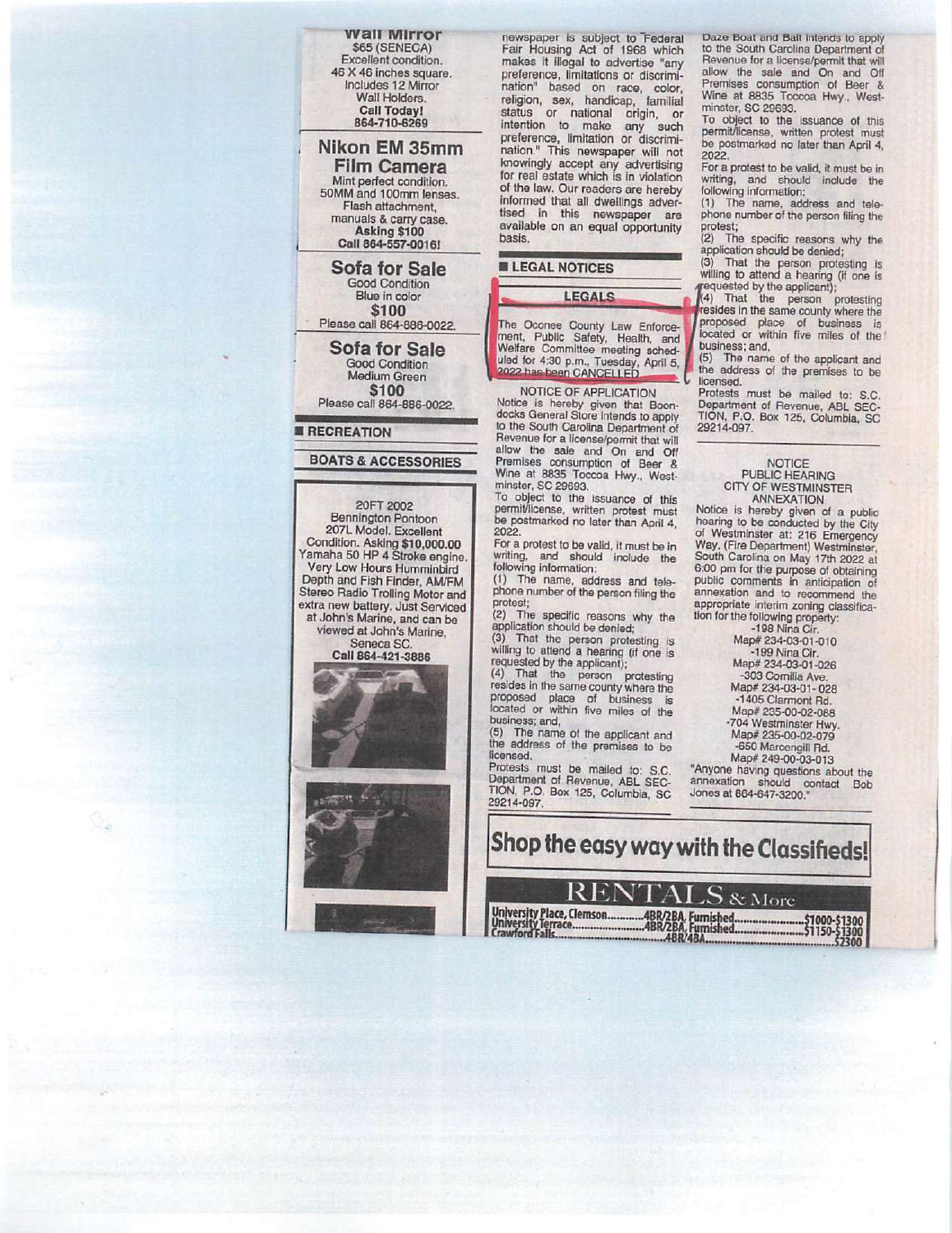**Wall Mirror**
$65 (SENECA)
Excellent condition.
46 X 46 inches square.
Includes 12 Mirror Wall Holders.
**Call Today!**
**864-710-6269**

## Nikon EM 35mm Film Camera

Mint perfect condition.
50MM and 100mm lenses.
Flash attachment, manuals & carry case.
**Asking $100**
Call 864-557-0016!

## Sofa for Sale

Good Condition
Blue in color
**$100**
Please call 864-886-0022.

## Sofa for Sale

Good Condition
Medium Green
**$100**
Please call 864-886-0022.

## RECREATION

### BOATS & ACCESSORIES

20FT 2002 Bennington Pontoon 207L Model. Excellent Condition. Asking $10,000.00 Yamaha 50 HP 4 Stroke engine. Very Low Hours Humminbird Depth and Fish Finder, AM/FM Stereo Radio Trolling Motor and extra new battery. Just Serviced at John's Marine, and can be viewed at John's Marine, Seneca SC.
**Call 864-421-3886**

newspaper is subject to Federal Fair Housing Act of 1968 which makes it illegal to advertise "any preference, limitations or discrimination" based on race, color, religion, sex, handicap, familial status or national origin, or intention to make any such preference, limitation or discrimination." This newspaper will not knowingly accept any advertising for real estate which is in violation of the law. Our readers are hereby informed that all dwellings advertised in this newspaper are available on an equal opportunity basis.

## LEGAL NOTICES

### LEGALS

The Oconee County Law Enforcement, Public Safety, Health, and Welfare Committee meeting scheduled for 4:30 p.m., Tuesday, April 5, 2022 has been CANCELLED.

NOTICE OF APPLICATION

Notice is hereby given that Boondocks General Store intends to apply to the South Carolina Department of Revenue for a license/permit that will allow the sale and On and Off Premises consumption of Beer & Wine at 8835 Toccoa Hwy., Westminster, SC 29693.

To object to the issuance of this permit/license, written protest must be postmarked no later than April 4, 2022.

For a protest to be valid, it must be in writing, and should include the following information:

(1) The name, address and telephone number of the person filing the protest;

(2) The specific reasons why the application should be denied;

(3) That the person protesting is willing to attend a hearing (if one is requested by the applicant);

(4) That the person protesting resides in the same county where the proposed place of business is located or within five miles of the business; and,

(5) The name of the applicant and the address of the premises to be licensed.

Protests must be mailed to: S.C. Department of Revenue, ABL SECTION, P.O. Box 125, Columbia, SC 29214-097.

Daze Boat and Bait intends to apply to the South Carolina Department of Revenue for a license/permit that will allow the sale and On and Off Premises consumption of Beer & Wine at 8835 Toccoa Hwy., Westminster, SC 29693.

To object to the issuance of this permit/license, written protest must be postmarked no later than April 4, 2022.

For a protest to be valid, it must be in writing, and should include the following information:

(1) The name, address and telephone number of the person filing the protest;

(2) The specific reasons why the application should be denied;

(3) That the person protesting is willing to attend a hearing (if one is requested by the applicant);

(4) That the person protesting resides in the same county where the proposed place of business is located or within five miles of the business; and,

(5) The name of the applicant and the address of the premises to be licensed.

Protests must be mailed to: S.C. Department of Revenue, ABL SECTION, P.O. Box 125, Columbia, SC 29214-097.

NOTICE
PUBLIC HEARING
CITY OF WESTMINSTER
ANNEXATION

Notice is hereby given of a public hearing to be conducted by the City of Westminster at: 216 Emergency Way, (Fire Department) Westminster, South Carolina on May 17th 2022 at 6:00 pm for the purpose of obtaining public comments in anticipation of annexation and to recommend the appropriate interim zoning classification for the following property:

-198 Nina Cir.
Map# 234-03-01-010
-199 Nina Cir.
Map# 234-03-01-026
-303 Cornilia Ave.
Map# 234-03-01-028
-1405 Clarmont Rd.
Map# 235-00-02-068
-704 Westminster Hwy.
Map# 235-00-02-079
-650 Marcengill Rd.
Map# 249-00-03-013

"Anyone having questions about the annexation should contact Bob Jones at 864-647-3200."

## Shop the easy way with the Classifieds!

### RENTALS & More

| | | |
|---|---|---|
| University Place, Clemson | 4BR/2BA, Furnished | $1000-$1300 |
| University Terrace | 4BR/2BA, Furnished | $1150-$1300 |
| Crawford Falls | 4BR/4BA | $2300 |